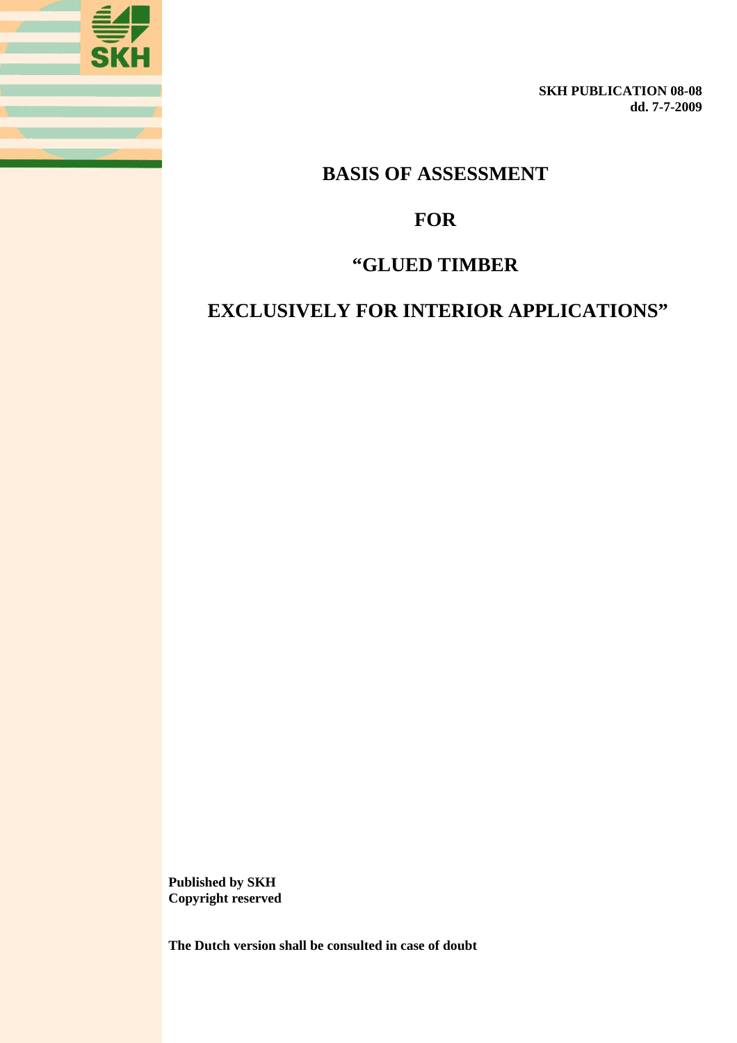**SKH PUBLICATION 08-08**
**dd. 7-7-2009**

# BASIS OF ASSESSMENT

# FOR

# "GLUED TIMBER

# EXCLUSIVELY FOR INTERIOR APPLICATIONS"

**Published by SKH**
**Copyright reserved**

**The Dutch version shall be consulted in case of doubt**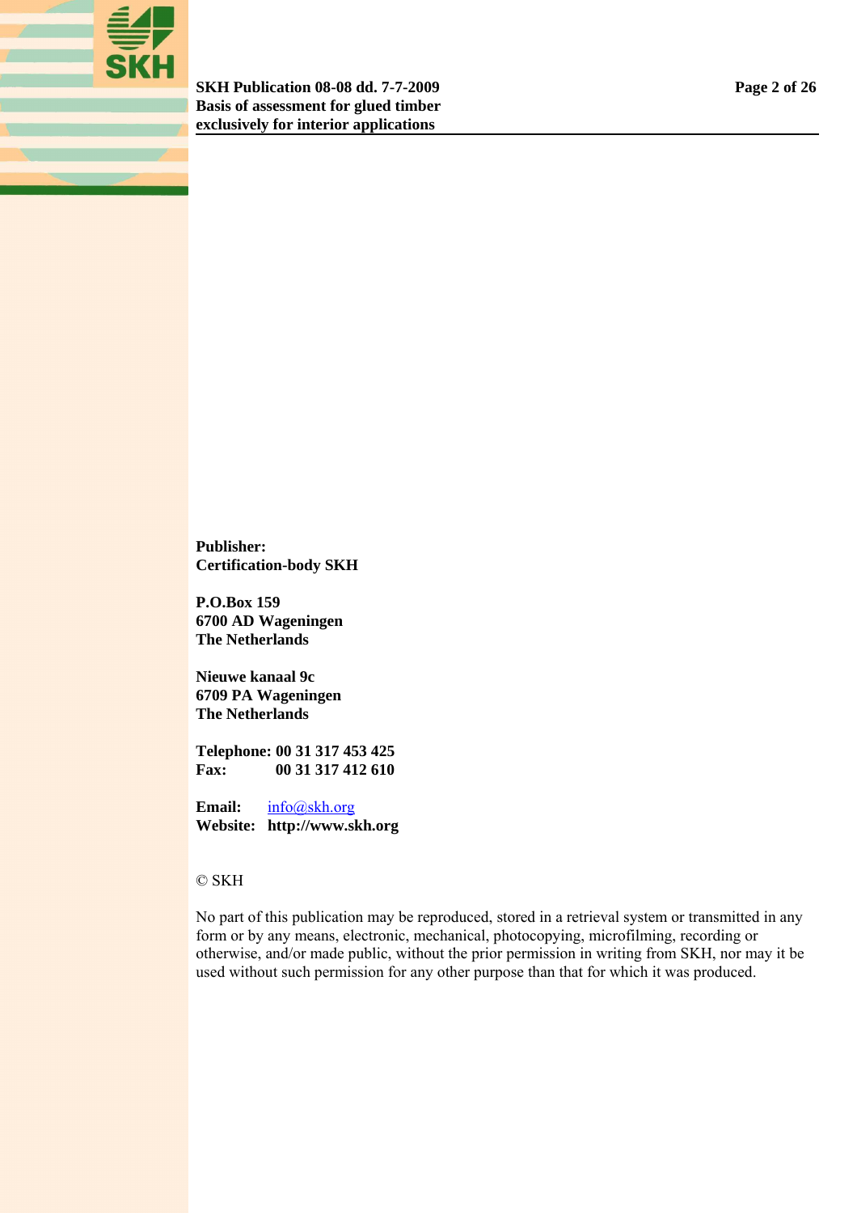**Publisher:**
**Certification-body SKH**

**P.O.Box 159**
**6700 AD Wageningen**
**The Netherlands**

**Nieuwe kanaal 9c**
**6709 PA Wageningen**
**The Netherlands**

**Telephone: 00 31 317 453 425**
**Fax: 00 31 317 412 610**

**Email:** info@skh.org
**Website: http://www.skh.org**

© SKH

No part of this publication may be reproduced, stored in a retrieval system or transmitted in any form or by any means, electronic, mechanical, photocopying, microfilming, recording or otherwise, and/or made public, without the prior permission in writing from SKH, nor may it be used without such permission for any other purpose than that for which it was produced.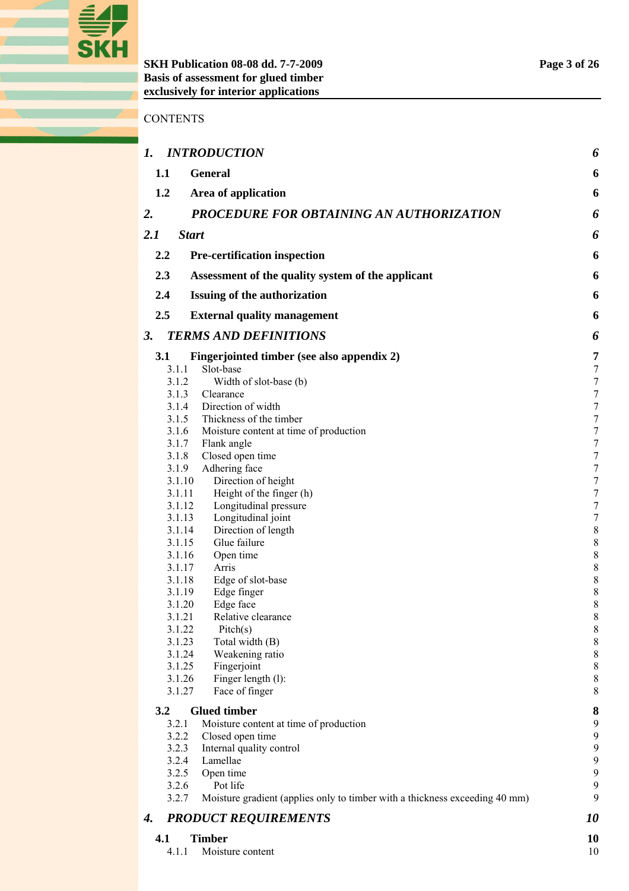CONTENTS

| | | |
|---|---|---|
| ***1.*** | ***INTRODUCTION*** | ***6*** |
| **1.1** | **General** | **6** |
| **1.2** | **Area of application** | **6** |
| ***2.*** | ***PROCEDURE FOR OBTAINING AN AUTHORIZATION*** | ***6*** |
| ***2.1*** | ***Start*** | ***6*** |
| **2.2** | **Pre-certification inspection** | **6** |
| **2.3** | **Assessment of the quality system of the applicant** | **6** |
| **2.4** | **Issuing of the authorization** | **6** |
| **2.5** | **External quality management** | **6** |
| ***3.*** | ***TERMS AND DEFINITIONS*** | ***6*** |
| **3.1** | **Fingerjointed timber (see also appendix 2)** | **7** |
| 3.1.1 | Slot-base | 7 |
| 3.1.2 | Width of slot-base (b) | 7 |
| 3.1.3 | Clearance | 7 |
| 3.1.4 | Direction of width | 7 |
| 3.1.5 | Thickness of the timber | 7 |
| 3.1.6 | Moisture content at time of production | 7 |
| 3.1.7 | Flank angle | 7 |
| 3.1.8 | Closed open time | 7 |
| 3.1.9 | Adhering face | 7 |
| 3.1.10 | Direction of height | 7 |
| 3.1.11 | Height of the finger (h) | 7 |
| 3.1.12 | Longitudinal pressure | 7 |
| 3.1.13 | Longitudinal joint | 7 |
| 3.1.14 | Direction of length | 8 |
| 3.1.15 | Glue failure | 8 |
| 3.1.16 | Open time | 8 |
| 3.1.17 | Arris | 8 |
| 3.1.18 | Edge of slot-base | 8 |
| 3.1.19 | Edge finger | 8 |
| 3.1.20 | Edge face | 8 |
| 3.1.21 | Relative clearance | 8 |
| 3.1.22 | Pitch(s) | 8 |
| 3.1.23 | Total width (B) | 8 |
| 3.1.24 | Weakening ratio | 8 |
| 3.1.25 | Fingerjoint | 8 |
| 3.1.26 | Finger length (l): | 8 |
| 3.1.27 | Face of finger | 8 |
| **3.2** | **Glued timber** | **8** |
| 3.2.1 | Moisture content at time of production | 9 |
| 3.2.2 | Closed open time | 9 |
| 3.2.3 | Internal quality control | 9 |
| 3.2.4 | Lamellae | 9 |
| 3.2.5 | Open time | 9 |
| 3.2.6 | Pot life | 9 |
| 3.2.7 | Moisture gradient (applies only to timber with a thickness exceeding 40 mm) | 9 |
| ***4.*** | ***PRODUCT REQUIREMENTS*** | ***10*** |
| **4.1** | **Timber** | **10** |
| 4.1.1 | Moisture content | 10 |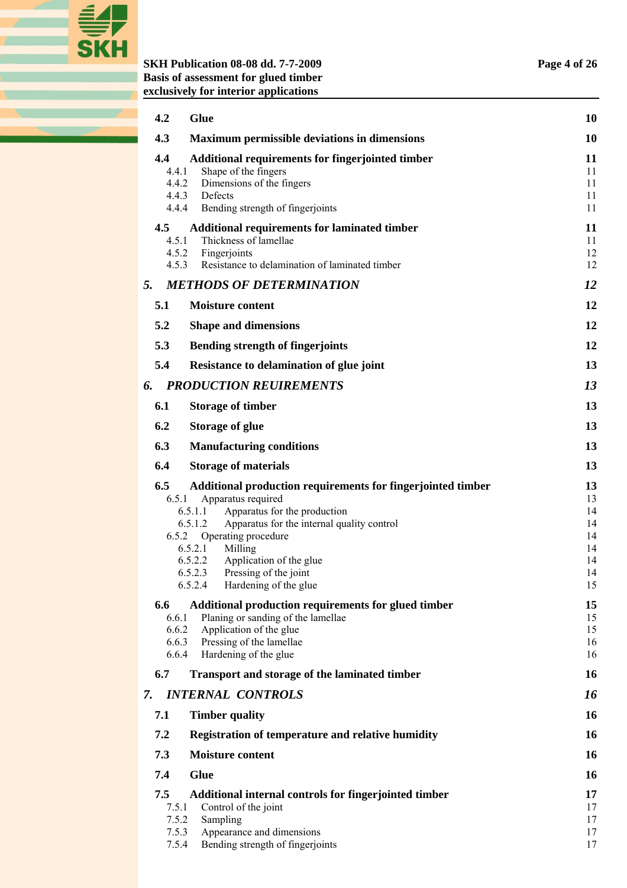| | | |
|---|---|---|
| **4.2** | **Glue** | **10** |
| **4.3** | **Maximum permissible deviations in dimensions** | **10** |
| **4.4** | **Additional requirements for fingerjointed timber** | **11** |
| 4.4.1 | Shape of the fingers | 11 |
| 4.4.2 | Dimensions of the fingers | 11 |
| 4.4.3 | Defects | 11 |
| 4.4.4 | Bending strength of fingerjoints | 11 |
| **4.5** | **Additional requirements for laminated timber** | **11** |
| 4.5.1 | Thickness of lamellae | 11 |
| 4.5.2 | Fingerjoints | 12 |
| 4.5.3 | Resistance to delamination of laminated timber | 12 |
| ***5.*** | ***METHODS OF DETERMINATION*** | ***12*** |
| **5.1** | **Moisture content** | **12** |
| **5.2** | **Shape and dimensions** | **12** |
| **5.3** | **Bending strength of fingerjoints** | **12** |
| **5.4** | **Resistance to delamination of glue joint** | **13** |
| ***6.*** | ***PRODUCTION REUIREMENTS*** | ***13*** |
| **6.1** | **Storage of timber** | **13** |
| **6.2** | **Storage of glue** | **13** |
| **6.3** | **Manufacturing conditions** | **13** |
| **6.4** | **Storage of materials** | **13** |
| **6.5** | **Additional production requirements for fingerjointed timber** | **13** |
| 6.5.1 | Apparatus required | 13 |
| 6.5.1.1 | Apparatus for the production | 14 |
| 6.5.1.2 | Apparatus for the internal quality control | 14 |
| 6.5.2 | Operating procedure | 14 |
| 6.5.2.1 | Milling | 14 |
| 6.5.2.2 | Application of the glue | 14 |
| 6.5.2.3 | Pressing of the joint | 14 |
| 6.5.2.4 | Hardening of the glue | 15 |
| **6.6** | **Additional production requirements for glued timber** | **15** |
| 6.6.1 | Planing or sanding of the lamellae | 15 |
| 6.6.2 | Application of the glue | 15 |
| 6.6.3 | Pressing of the lamellae | 16 |
| 6.6.4 | Hardening of the glue | 16 |
| **6.7** | **Transport and storage of the laminated timber** | **16** |
| ***7.*** | ***INTERNAL CONTROLS*** | ***16*** |
| **7.1** | **Timber quality** | **16** |
| **7.2** | **Registration of temperature and relative humidity** | **16** |
| **7.3** | **Moisture content** | **16** |
| **7.4** | **Glue** | **16** |
| **7.5** | **Additional internal controls for fingerjointed timber** | **17** |
| 7.5.1 | Control of the joint | 17 |
| 7.5.2 | Sampling | 17 |
| 7.5.3 | Appearance and dimensions | 17 |
| 7.5.4 | Bending strength of fingerjoints | 17 |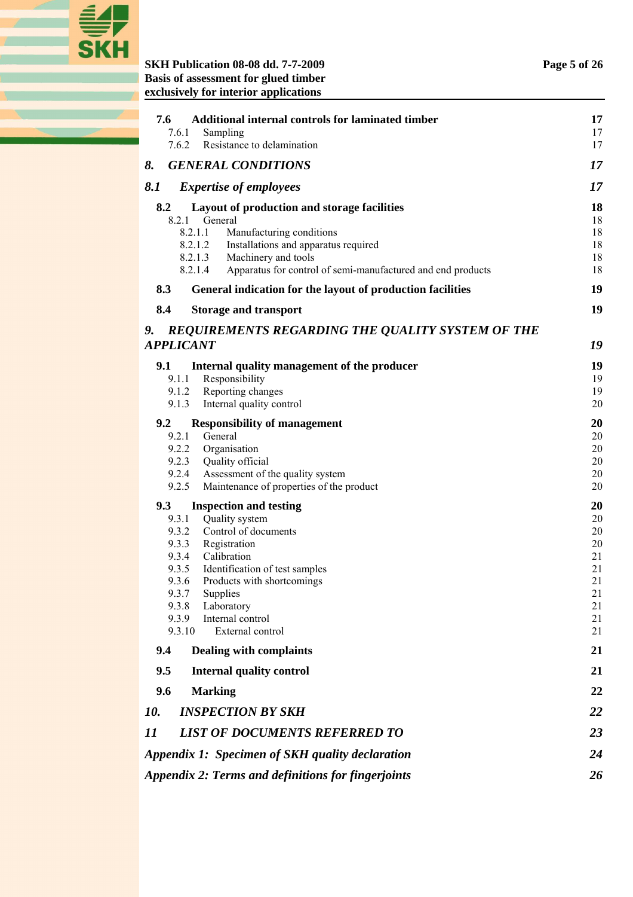| | |
|---|---|
| **7.6 Additional internal controls for laminated timber** | **17** |
| 7.6.1 Sampling | 17 |
| 7.6.2 Resistance to delamination | 17 |
| ***8. GENERAL CONDITIONS*** | ***17*** |
| ***8.1 Expertise of employees*** | ***17*** |
| **8.2 Layout of production and storage facilities** | **18** |
| 8.2.1 General | 18 |
| 8.2.1.1 Manufacturing conditions | 18 |
| 8.2.1.2 Installations and apparatus required | 18 |
| 8.2.1.3 Machinery and tools | 18 |
| 8.2.1.4 Apparatus for control of semi-manufactured and end products | 18 |
| **8.3 General indication for the layout of production facilities** | **19** |
| **8.4 Storage and transport** | **19** |
| ***9. REQUIREMENTS REGARDING THE QUALITY SYSTEM OF THE APPLICANT*** | ***19*** |
| **9.1 Internal quality management of the producer** | **19** |
| 9.1.1 Responsibility | 19 |
| 9.1.2 Reporting changes | 19 |
| 9.1.3 Internal quality control | 20 |
| **9.2 Responsibility of management** | **20** |
| 9.2.1 General | 20 |
| 9.2.2 Organisation | 20 |
| 9.2.3 Quality official | 20 |
| 9.2.4 Assessment of the quality system | 20 |
| 9.2.5 Maintenance of properties of the product | 20 |
| **9.3 Inspection and testing** | **20** |
| 9.3.1 Quality system | 20 |
| 9.3.2 Control of documents | 20 |
| 9.3.3 Registration | 20 |
| 9.3.4 Calibration | 21 |
| 9.3.5 Identification of test samples | 21 |
| 9.3.6 Products with shortcomings | 21 |
| 9.3.7 Supplies | 21 |
| 9.3.8 Laboratory | 21 |
| 9.3.9 Internal control | 21 |
| 9.3.10 External control | 21 |
| **9.4 Dealing with complaints** | **21** |
| **9.5 Internal quality control** | **21** |
| **9.6 Marking** | **22** |
| ***10. INSPECTION BY SKH*** | ***22*** |
| ***11 LIST OF DOCUMENTS REFERRED TO*** | ***23*** |
| ***Appendix 1: Specimen of SKH quality declaration*** | ***24*** |
| ***Appendix 2: Terms and definitions for fingerjoints*** | ***26*** |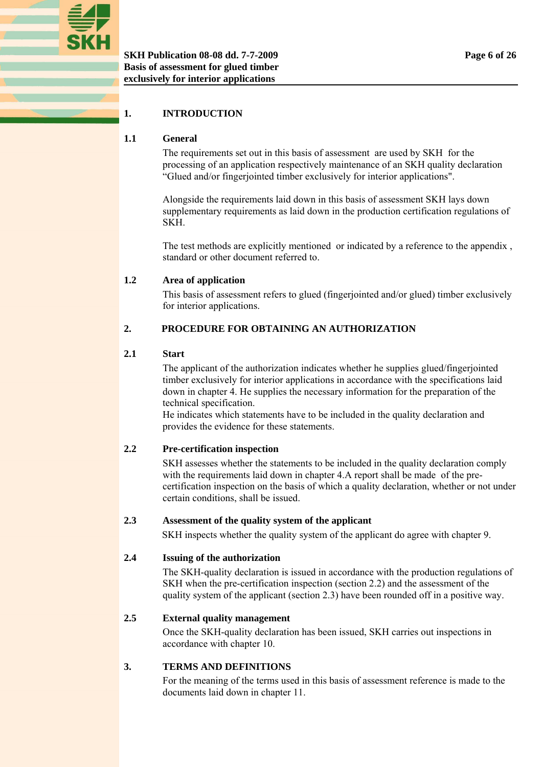# 1. INTRODUCTION

## 1.1 General

The requirements set out in this basis of assessment are used by SKH for the processing of an application respectively maintenance of an SKH quality declaration "Glued and/or fingerjointed timber exclusively for interior applications".

Alongside the requirements laid down in this basis of assessment SKH lays down supplementary requirements as laid down in the production certification regulations of SKH.

The test methods are explicitly mentioned or indicated by a reference to the appendix , standard or other document referred to.

## 1.2 Area of application

This basis of assessment refers to glued (fingerjointed and/or glued) timber exclusively for interior applications.

# 2. PROCEDURE FOR OBTAINING AN AUTHORIZATION

## 2.1 Start

The applicant of the authorization indicates whether he supplies glued/fingerjointed timber exclusively for interior applications in accordance with the specifications laid down in chapter 4. He supplies the necessary information for the preparation of the technical specification.
He indicates which statements have to be included in the quality declaration and provides the evidence for these statements.

## 2.2 Pre-certification inspection

SKH assesses whether the statements to be included in the quality declaration comply with the requirements laid down in chapter 4.A report shall be made of the pre-certification inspection on the basis of which a quality declaration, whether or not under certain conditions, shall be issued.

## 2.3 Assessment of the quality system of the applicant

SKH inspects whether the quality system of the applicant do agree with chapter 9.

## 2.4 Issuing of the authorization

The SKH-quality declaration is issued in accordance with the production regulations of SKH when the pre-certification inspection (section 2.2) and the assessment of the quality system of the applicant (section 2.3) have been rounded off in a positive way.

## 2.5 External quality management

Once the SKH-quality declaration has been issued, SKH carries out inspections in accordance with chapter 10.

# 3. TERMS AND DEFINITIONS

For the meaning of the terms used in this basis of assessment reference is made to the documents laid down in chapter 11.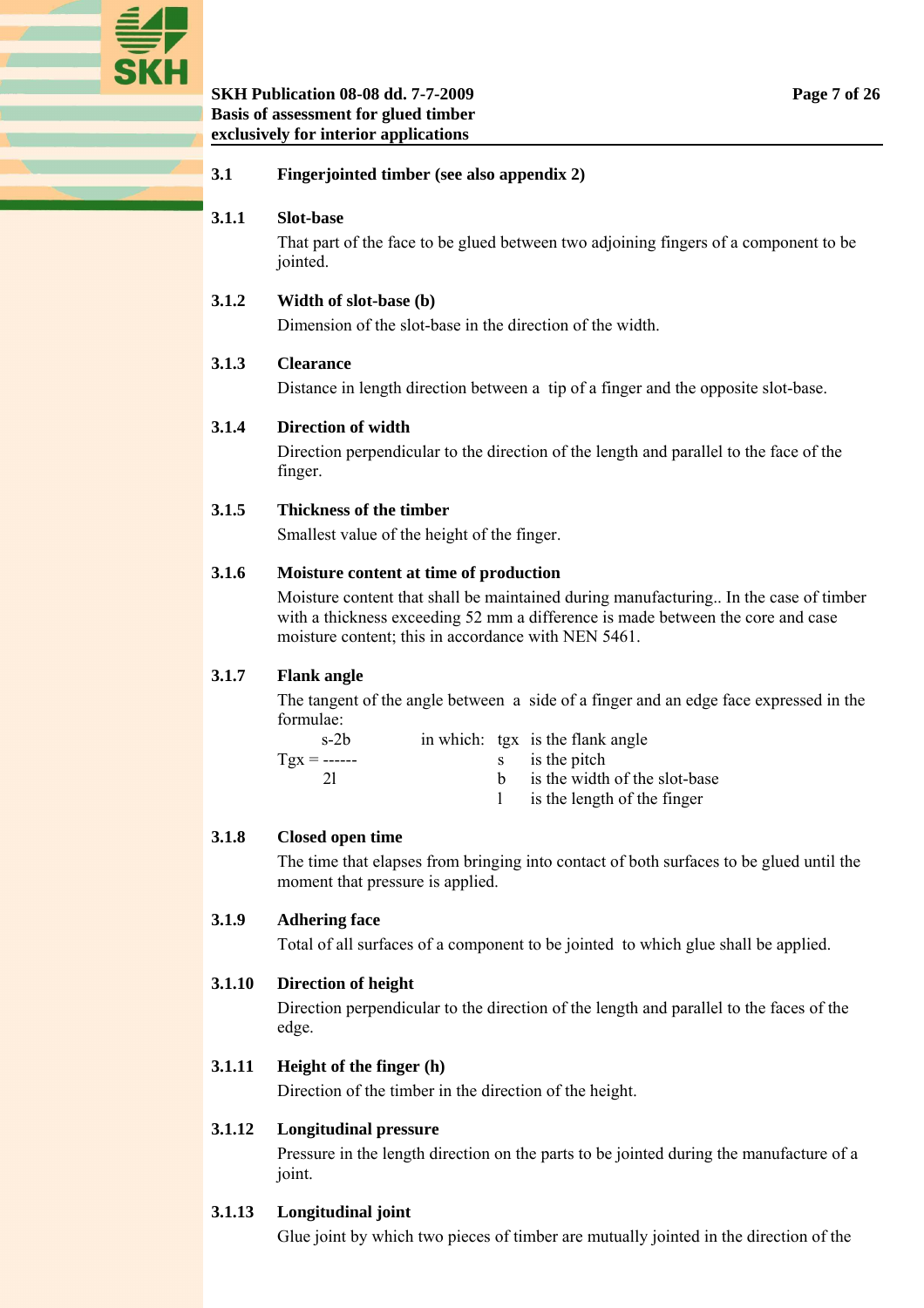### 3.1 Fingerjointed timber (see also appendix 2)

#### 3.1.1 Slot-base

That part of the face to be glued between two adjoining fingers of a component to be jointed.

#### 3.1.2 Width of slot-base (b)

Dimension of the slot-base in the direction of the width.

#### 3.1.3 Clearance

Distance in length direction between a tip of a finger and the opposite slot-base.

#### 3.1.4 Direction of width

Direction perpendicular to the direction of the length and parallel to the face of the finger.

#### 3.1.5 Thickness of the timber

Smallest value of the height of the finger.

#### 3.1.6 Moisture content at time of production

Moisture content that shall be maintained during manufacturing.. In the case of timber with a thickness exceeding 52 mm a difference is made between the core and case moisture content; this in accordance with NEN 5461.

#### 3.1.7 Flank angle

The tangent of the angle between a side of a finger and an edge face expressed in the formulae:

$$Tgx = \frac{s-2b}{2l}$$

in which:
- tgx is the flank angle
- s is the pitch
- b is the width of the slot-base
- l is the length of the finger

#### 3.1.8 Closed open time

The time that elapses from bringing into contact of both surfaces to be glued until the moment that pressure is applied.

#### 3.1.9 Adhering face

Total of all surfaces of a component to be jointed to which glue shall be applied.

#### 3.1.10 Direction of height

Direction perpendicular to the direction of the length and parallel to the faces of the edge.

#### 3.1.11 Height of the finger (h)

Direction of the timber in the direction of the height.

#### 3.1.12 Longitudinal pressure

Pressure in the length direction on the parts to be jointed during the manufacture of a joint.

#### 3.1.13 Longitudinal joint

Glue joint by which two pieces of timber are mutually jointed in the direction of the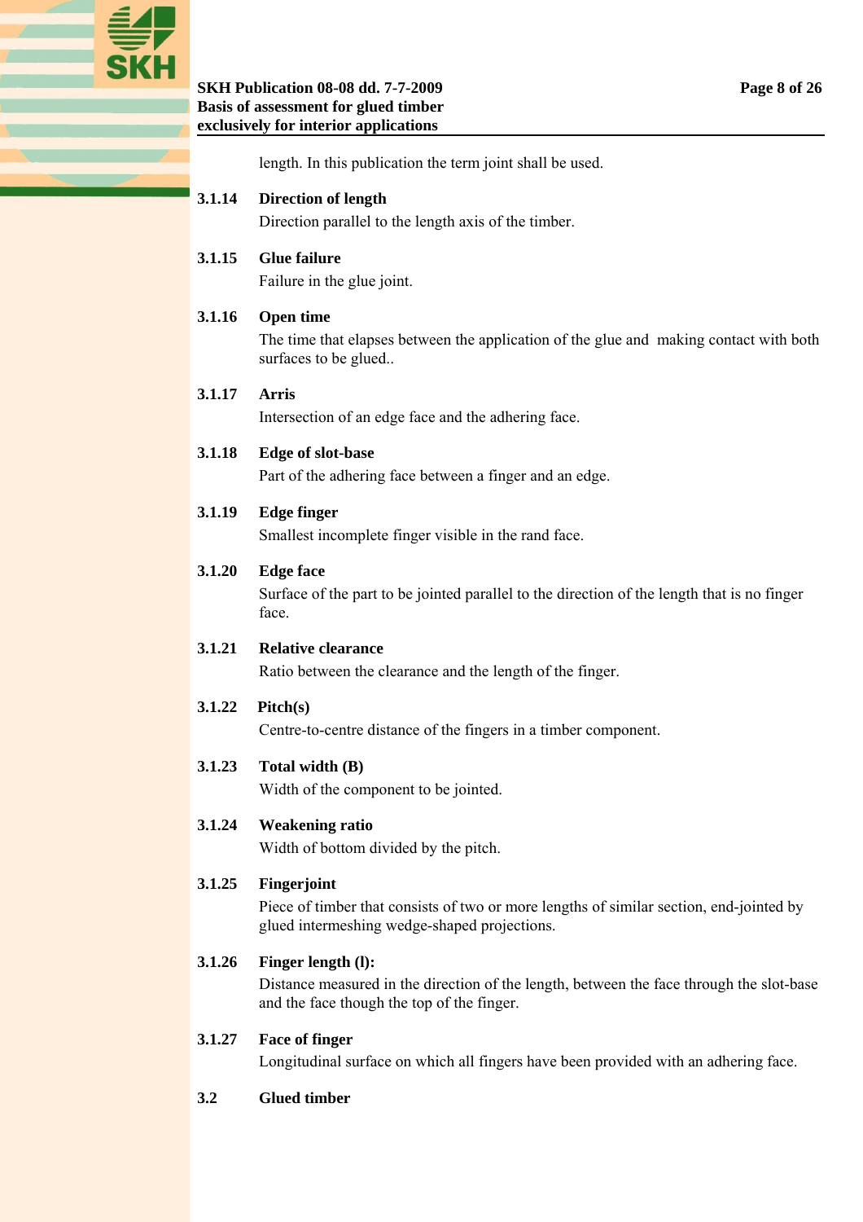length. In this publication the term joint shall be used.

### 3.1.14 Direction of length

Direction parallel to the length axis of the timber.

### 3.1.15 Glue failure

Failure in the glue joint.

### 3.1.16 Open time

The time that elapses between the application of the glue and making contact with both surfaces to be glued..

### 3.1.17 Arris

Intersection of an edge face and the adhering face.

### 3.1.18 Edge of slot-base

Part of the adhering face between a finger and an edge.

### 3.1.19 Edge finger

Smallest incomplete finger visible in the rand face.

### 3.1.20 Edge face

Surface of the part to be jointed parallel to the direction of the length that is no finger face.

### 3.1.21 Relative clearance

Ratio between the clearance and the length of the finger.

### 3.1.22 Pitch(s)

Centre-to-centre distance of the fingers in a timber component.

### 3.1.23 Total width (B)

Width of the component to be jointed.

### 3.1.24 Weakening ratio

Width of bottom divided by the pitch.

### 3.1.25 Fingerjoint

Piece of timber that consists of two or more lengths of similar section, end-jointed by glued intermeshing wedge-shaped projections.

### 3.1.26 Finger length (l):

Distance measured in the direction of the length, between the face through the slot-base and the face though the top of the finger.

### 3.1.27 Face of finger

Longitudinal surface on which all fingers have been provided with an adhering face.

## 3.2 Glued timber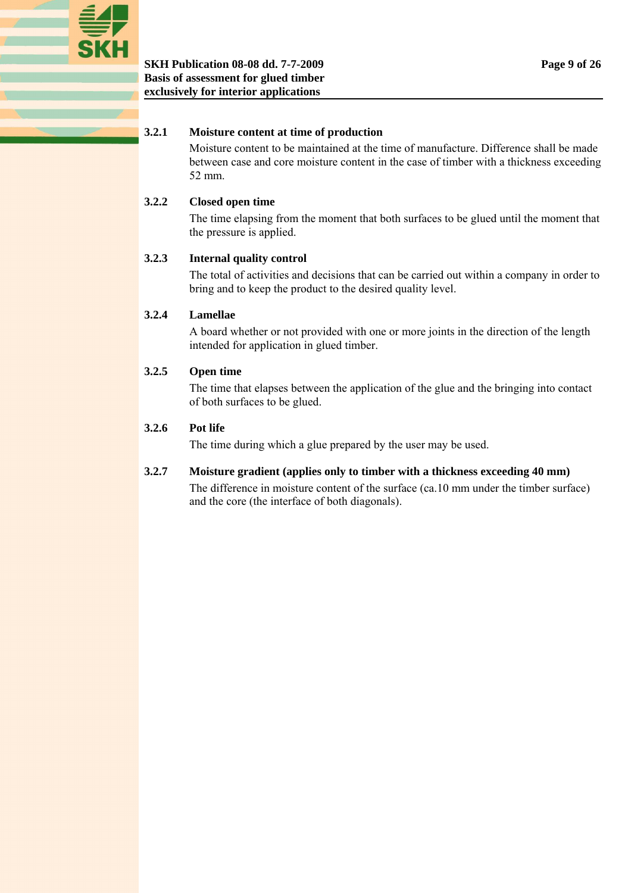### 3.2.1 Moisture content at time of production

Moisture content to be maintained at the time of manufacture. Difference shall be made between case and core moisture content in the case of timber with a thickness exceeding 52 mm.

### 3.2.2 Closed open time

The time elapsing from the moment that both surfaces to be glued until the moment that the pressure is applied.

### 3.2.3 Internal quality control

The total of activities and decisions that can be carried out within a company in order to bring and to keep the product to the desired quality level.

### 3.2.4 Lamellae

A board whether or not provided with one or more joints in the direction of the length intended for application in glued timber.

### 3.2.5 Open time

The time that elapses between the application of the glue and the bringing into contact of both surfaces to be glued.

### 3.2.6 Pot life

The time during which a glue prepared by the user may be used.

### 3.2.7 Moisture gradient (applies only to timber with a thickness exceeding 40 mm)

The difference in moisture content of the surface (ca.10 mm under the timber surface) and the core (the interface of both diagonals).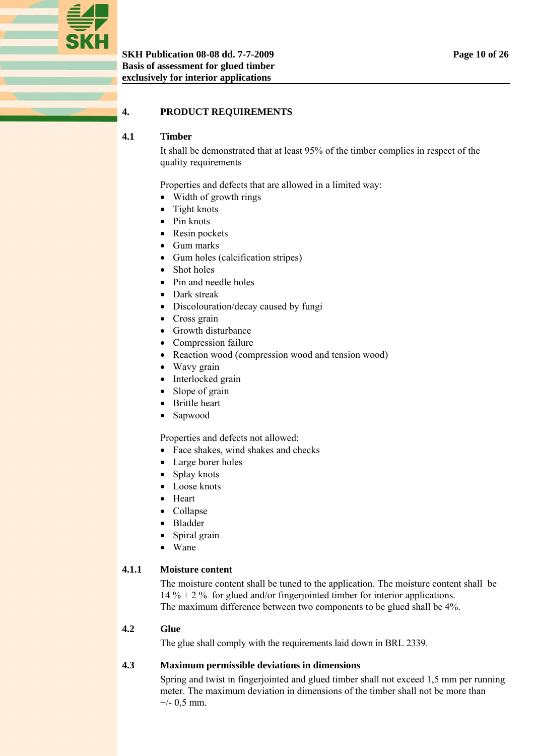## 4. PRODUCT REQUIREMENTS

### 4.1 Timber

It shall be demonstrated that at least 95% of the timber complies in respect of the quality requirements

Properties and defects that are allowed in a limited way:

- Width of growth rings
- Tight knots
- Pin knots
- Resin pockets
- Gum marks
- Gum holes (calcification stripes)
- Shot holes
- Pin and needle holes
- Dark streak
- Discolouration/decay caused by fungi
- Cross grain
- Growth disturbance
- Compression failure
- Reaction wood (compression wood and tension wood)
- Wavy grain
- Interlocked grain
- Slope of grain
- Brittle heart
- Sapwood

Properties and defects not allowed:

- Face shakes, wind shakes and checks
- Large borer holes
- Splay knots
- Loose knots
- Heart
- Collapse
- Bladder
- Spiral grain
- Wane

#### 4.1.1 Moisture content

The moisture content shall be tuned to the application. The moisture content shall be 14 % $\pm$ 2 % for glued and/or fingerjointed timber for interior applications.
The maximum difference between two components to be glued shall be 4%.

### 4.2 Glue

The glue shall comply with the requirements laid down in BRL 2339.

### 4.3 Maximum permissible deviations in dimensions

Spring and twist in fingerjointed and glued timber shall not exceed 1,5 mm per running meter. The maximum deviation in dimensions of the timber shall not be more than +/- 0,5 mm.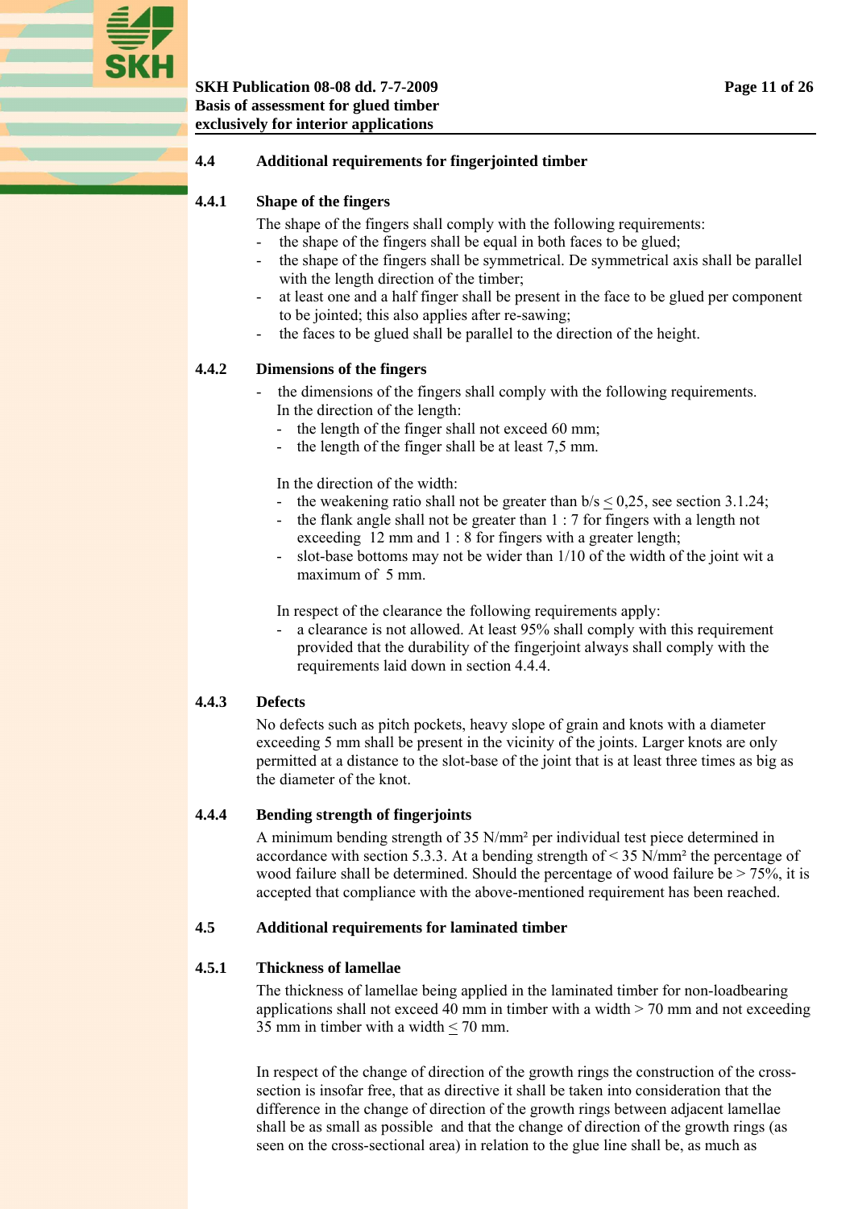## 4.4 Additional requirements for fingerjointed timber

### 4.4.1 Shape of the fingers

The shape of the fingers shall comply with the following requirements:

- the shape of the fingers shall be equal in both faces to be glued;
- the shape of the fingers shall be symmetrical. De symmetrical axis shall be parallel with the length direction of the timber;
- at least one and a half finger shall be present in the face to be glued per component to be jointed; this also applies after re-sawing;
- the faces to be glued shall be parallel to the direction of the height.

### 4.4.2 Dimensions of the fingers

- the dimensions of the fingers shall comply with the following requirements. In the direction of the length:
  - the length of the finger shall not exceed 60 mm;
  - the length of the finger shall be at least 7,5 mm.

  In the direction of the width:
  - the weakening ratio shall not be greater than $b/s \leq 0{,}25$, see section 3.1.24;
  - the flank angle shall not be greater than 1 : 7 for fingers with a length not exceeding 12 mm and 1 : 8 for fingers with a greater length;
  - slot-base bottoms may not be wider than 1/10 of the width of the joint wit a maximum of 5 mm.

  In respect of the clearance the following requirements apply:
  - a clearance is not allowed. At least 95% shall comply with this requirement provided that the durability of the fingerjoint always shall comply with the requirements laid down in section 4.4.4.

### 4.4.3 Defects

No defects such as pitch pockets, heavy slope of grain and knots with a diameter exceeding 5 mm shall be present in the vicinity of the joints. Larger knots are only permitted at a distance to the slot-base of the joint that is at least three times as big as the diameter of the knot.

### 4.4.4 Bending strength of fingerjoints

A minimum bending strength of 35 N/mm² per individual test piece determined in accordance with section 5.3.3. At a bending strength of < 35 N/mm² the percentage of wood failure shall be determined. Should the percentage of wood failure be > 75%, it is accepted that compliance with the above-mentioned requirement has been reached.

## 4.5 Additional requirements for laminated timber

### 4.5.1 Thickness of lamellae

The thickness of lamellae being applied in the laminated timber for non-loadbearing applications shall not exceed 40 mm in timber with a width > 70 mm and not exceeding 35 mm in timber with a width $\leq$ 70 mm.

In respect of the change of direction of the growth rings the construction of the cross-section is insofar free, that as directive it shall be taken into consideration that the difference in the change of direction of the growth rings between adjacent lamellae shall be as small as possible and that the change of direction of the growth rings (as seen on the cross-sectional area) in relation to the glue line shall be, as much as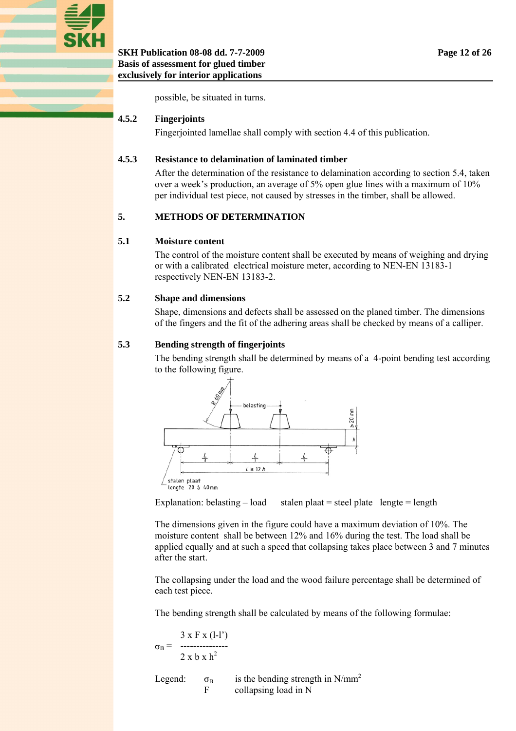possible, be situated in turns.

### 4.5.2 Fingerjoints

Fingerjointed lamellae shall comply with section 4.4 of this publication.

### 4.5.3 Resistance to delamination of laminated timber

After the determination of the resistance to delamination according to section 5.4, taken over a week's production, an average of 5% open glue lines with a maximum of 10% per individual test piece, not caused by stresses in the timber, shall be allowed.

## 5. METHODS OF DETERMINATION

### 5.1 Moisture content

The control of the moisture content shall be executed by means of weighing and drying or with a calibrated electrical moisture meter, according to NEN-EN 13183-1 respectively NEN-EN 13183-2.

### 5.2 Shape and dimensions

Shape, dimensions and defects shall be assessed on the planed timber. The dimensions of the fingers and the fit of the adhering areas shall be checked by means of a calliper.

### 5.3 Bending strength of fingerjoints

The bending strength shall be determined by means of a 4-point bending test according to the following figure.

R 60 mm
belasting
≥ 20 mm
h
L/3
L/3
L/3
L ≥ 12 h
stalen plaat
lengte 20 à 40mm

Explanation: belasting – load   stalen plaat = steel plate   lengte = length

The dimensions given in the figure could have a maximum deviation of 10%. The moisture content shall be between 12% and 16% during the test. The load shall be applied equally and at such a speed that collapsing takes place between 3 and 7 minutes after the start.

The collapsing under the load and the wood failure percentage shall be determined of each test piece.

The bending strength shall be calculated by means of the following formulae:

$$\sigma_B = \frac{3 \times F \times (l - l')}{2 \times b \times h^2}$$

Legend:
- $\sigma_B$ is the bending strength in N/mm$^2$
- $F$ collapsing load in N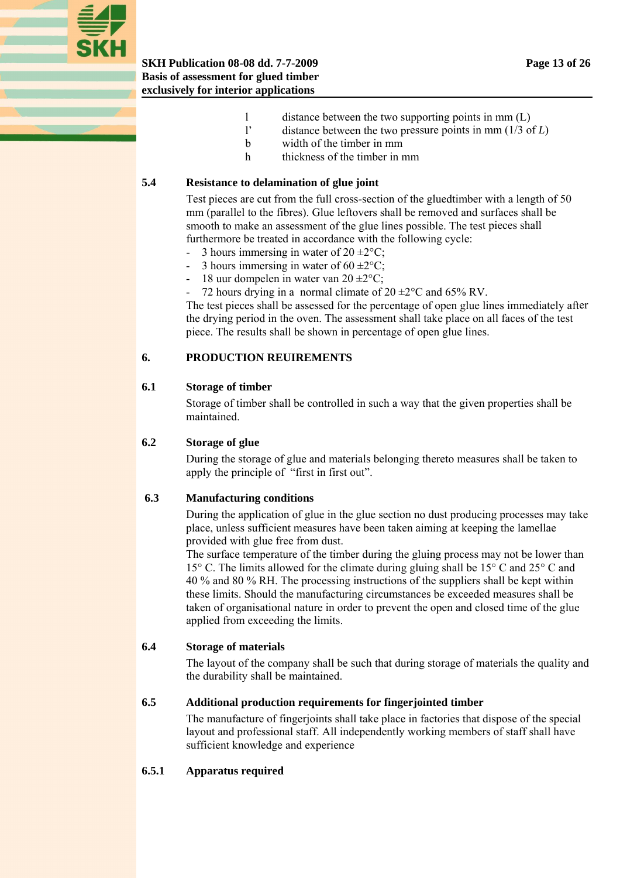| | |
|---|---|
| l | distance between the two supporting points in mm (L) |
| l’ | distance between the two pressure points in mm (1/3 of *L*) |
| b | width of the timber in mm |
| h | thickness of the timber in mm |

### 5.4 Resistance to delamination of glue joint

Test pieces are cut from the full cross-section of the gluedtimber with a length of 50 mm (parallel to the fibres). Glue leftovers shall be removed and surfaces shall be smooth to make an assessment of the glue lines possible. The test pieces shall furthermore be treated in accordance with the following cycle:

- 3 hours immersing in water of 20 ±2°C;
- 3 hours immersing in water of 60 ±2°C;
- 18 uur dompelen in water van 20 ±2°C;
- 72 hours drying in a normal climate of 20 ±2°C and 65% RV.

The test pieces shall be assessed for the percentage of open glue lines immediately after the drying period in the oven. The assessment shall take place on all faces of the test piece. The results shall be shown in percentage of open glue lines.

## 6. PRODUCTION REUIREMENTS

### 6.1 Storage of timber

Storage of timber shall be controlled in such a way that the given properties shall be maintained.

### 6.2 Storage of glue

During the storage of glue and materials belonging thereto measures shall be taken to apply the principle of “first in first out”.

### 6.3 Manufacturing conditions

During the application of glue in the glue section no dust producing processes may take place, unless sufficient measures have been taken aiming at keeping the lamellae provided with glue free from dust.

The surface temperature of the timber during the gluing process may not be lower than 15° C. The limits allowed for the climate during gluing shall be 15° C and 25° C and 40 % and 80 % RH. The processing instructions of the suppliers shall be kept within these limits. Should the manufacturing circumstances be exceeded measures shall be taken of organisational nature in order to prevent the open and closed time of the glue applied from exceeding the limits.

### 6.4 Storage of materials

The layout of the company shall be such that during storage of materials the quality and the durability shall be maintained.

### 6.5 Additional production requirements for fingerjointed timber

The manufacture of fingerjoints shall take place in factories that dispose of the special layout and professional staff. All independently working members of staff shall have sufficient knowledge and experience

#### 6.5.1 Apparatus required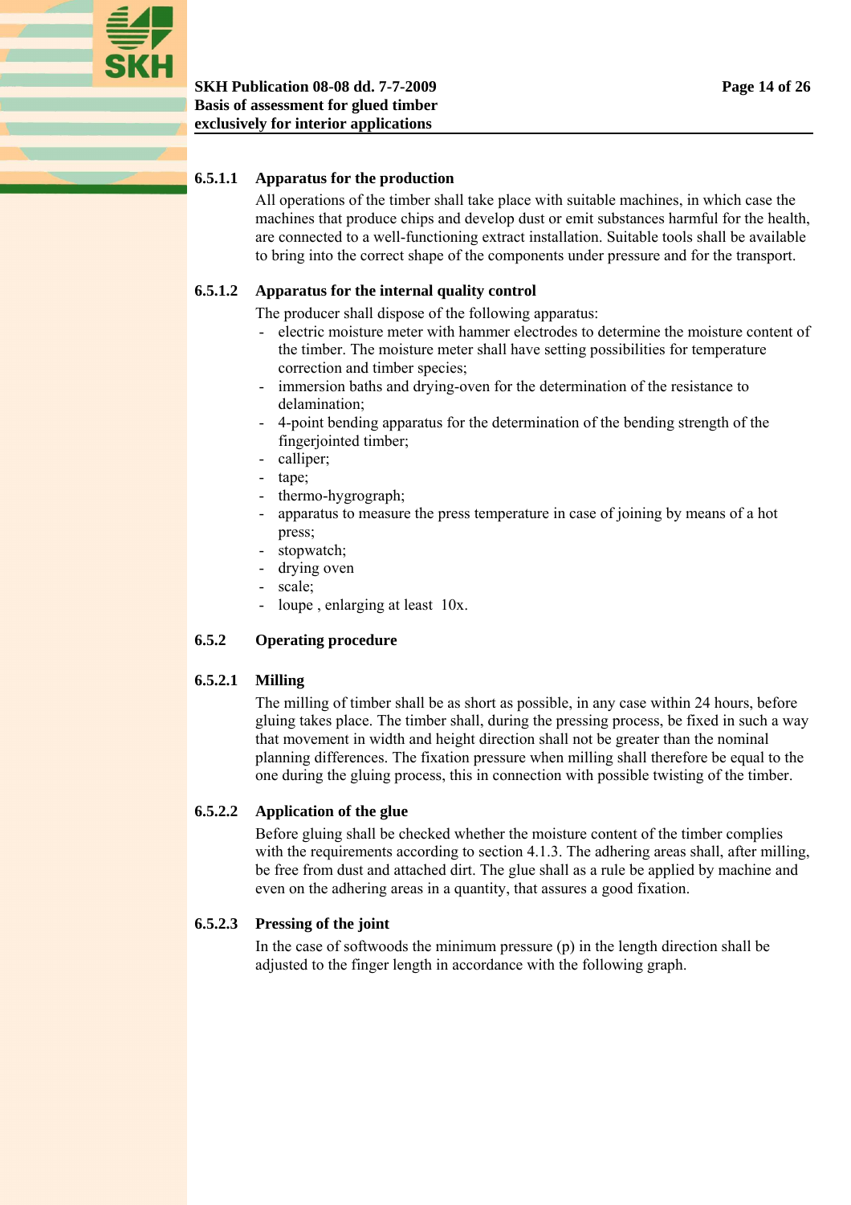#### 6.5.1.1 Apparatus for the production

All operations of the timber shall take place with suitable machines, in which case the machines that produce chips and develop dust or emit substances harmful for the health, are connected to a well-functioning extract installation. Suitable tools shall be available to bring into the correct shape of the components under pressure and for the transport.

#### 6.5.1.2 Apparatus for the internal quality control

The producer shall dispose of the following apparatus:

- electric moisture meter with hammer electrodes to determine the moisture content of the timber. The moisture meter shall have setting possibilities for temperature correction and timber species;
- immersion baths and drying-oven for the determination of the resistance to delamination;
- 4-point bending apparatus for the determination of the bending strength of the fingerjointed timber;
- calliper;
- tape;
- thermo-hygrograph;
- apparatus to measure the press temperature in case of joining by means of a hot press;
- stopwatch;
- drying oven
- scale;
- loupe , enlarging at least 10x.

### 6.5.2 Operating procedure

#### 6.5.2.1 Milling

The milling of timber shall be as short as possible, in any case within 24 hours, before gluing takes place. The timber shall, during the pressing process, be fixed in such a way that movement in width and height direction shall not be greater than the nominal planning differences. The fixation pressure when milling shall therefore be equal to the one during the gluing process, this in connection with possible twisting of the timber.

#### 6.5.2.2 Application of the glue

Before gluing shall be checked whether the moisture content of the timber complies with the requirements according to section 4.1.3. The adhering areas shall, after milling, be free from dust and attached dirt. The glue shall as a rule be applied by machine and even on the adhering areas in a quantity, that assures a good fixation.

#### 6.5.2.3 Pressing of the joint

In the case of softwoods the minimum pressure (p) in the length direction shall be adjusted to the finger length in accordance with the following graph.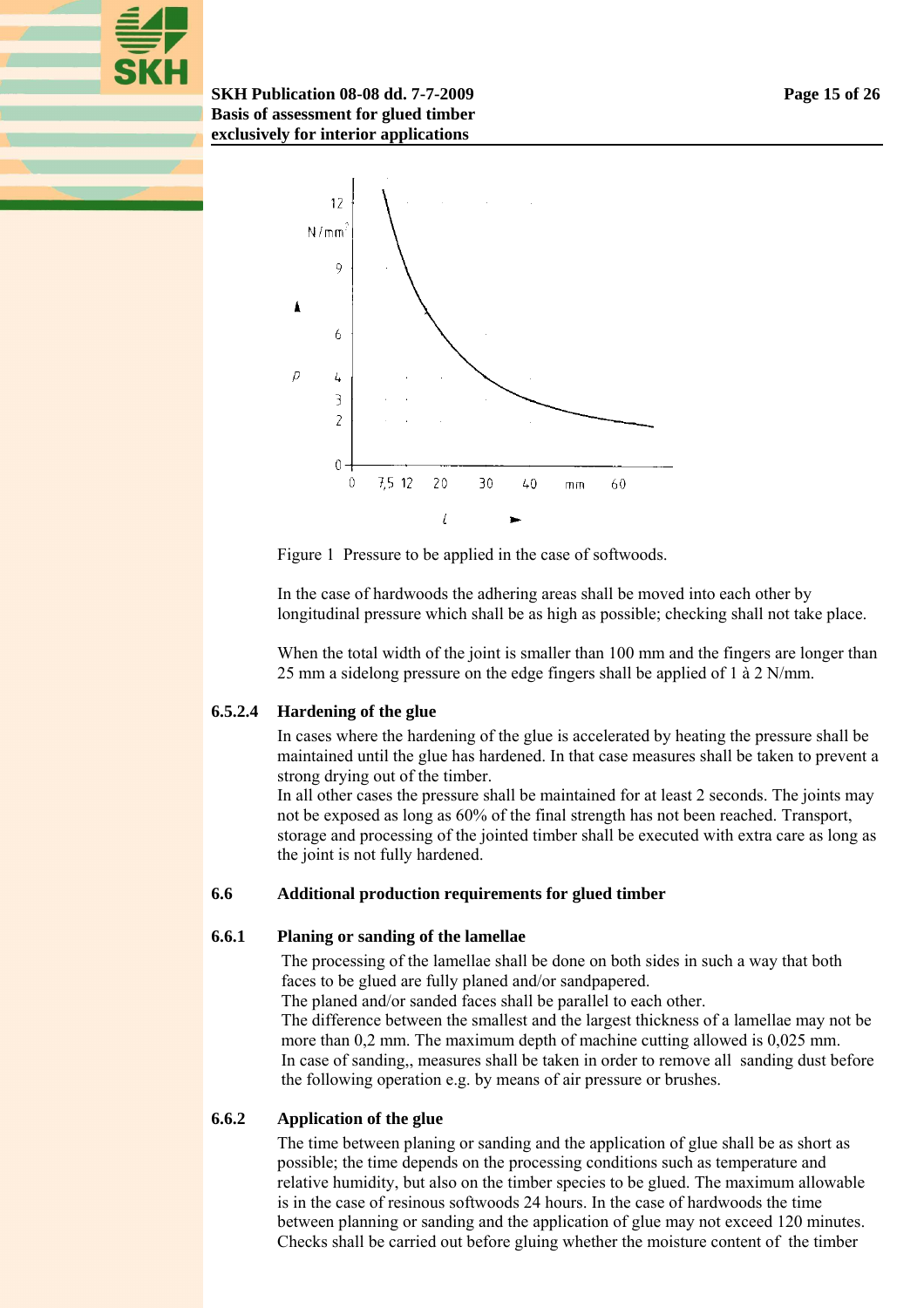12

N/mm²

9

6

p

4

3

2

0

0 7,5 12 20 30 40 mm 60

l

Figure 1 Pressure to be applied in the case of softwoods.

In the case of hardwoods the adhering areas shall be moved into each other by longitudinal pressure which shall be as high as possible; checking shall not take place.

When the total width of the joint is smaller than 100 mm and the fingers are longer than 25 mm a sidelong pressure on the edge fingers shall be applied of 1 à 2 N/mm.

#### 6.5.2.4 Hardening of the glue

In cases where the hardening of the glue is accelerated by heating the pressure shall be maintained until the glue has hardened. In that case measures shall be taken to prevent a strong drying out of the timber.
In all other cases the pressure shall be maintained for at least 2 seconds. The joints may not be exposed as long as 60% of the final strength has not been reached. Transport, storage and processing of the jointed timber shall be executed with extra care as long as the joint is not fully hardened.

## 6.6 Additional production requirements for glued timber

### 6.6.1 Planing or sanding of the lamellae

The processing of the lamellae shall be done on both sides in such a way that both faces to be glued are fully planed and/or sandpapered.
The planed and/or sanded faces shall be parallel to each other.
The difference between the smallest and the largest thickness of a lamellae may not be more than 0,2 mm. The maximum depth of machine cutting allowed is 0,025 mm.
In case of sanding,, measures shall be taken in order to remove all sanding dust before the following operation e.g. by means of air pressure or brushes.

### 6.6.2 Application of the glue

The time between planing or sanding and the application of glue shall be as short as possible; the time depends on the processing conditions such as temperature and relative humidity, but also on the timber species to be glued. The maximum allowable is in the case of resinous softwoods 24 hours. In the case of hardwoods the time between planning or sanding and the application of glue may not exceed 120 minutes. Checks shall be carried out before gluing whether the moisture content of the timber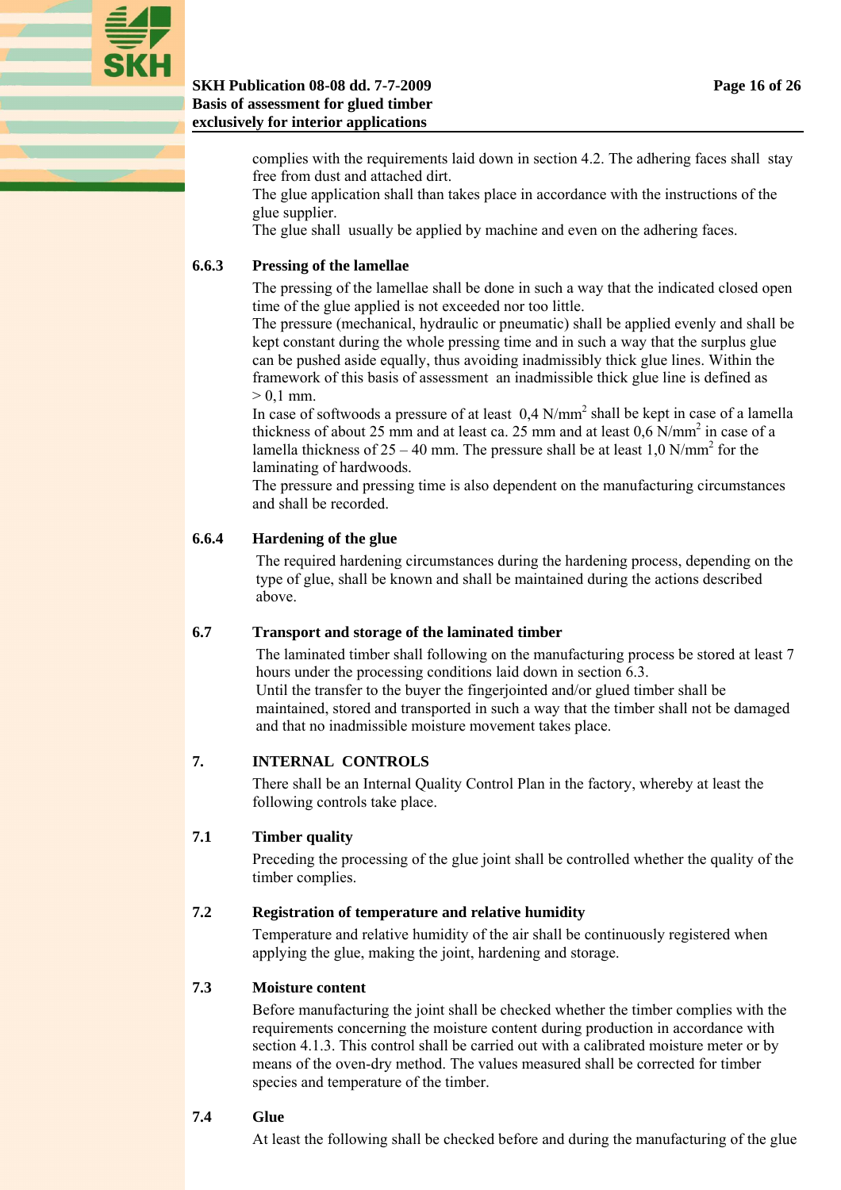complies with the requirements laid down in section 4.2. The adhering faces shall  stay free from dust and attached dirt.
The glue application shall than takes place in accordance with the instructions of the glue supplier.
The glue shall  usually be applied by machine and even on the adhering faces.

### 6.6.3 Pressing of the lamellae

The pressing of the lamellae shall be done in such a way that the indicated closed open time of the glue applied is not exceeded nor too little.
The pressure (mechanical, hydraulic or pneumatic) shall be applied evenly and shall be kept constant during the whole pressing time and in such a way that the surplus glue can be pushed aside equally, thus avoiding inadmissibly thick glue lines. Within the framework of this basis of assessment  an inadmissible thick glue line is defined as > 0,1 mm.
In case of softwoods a pressure of at least  0,4 $N/mm^2$ shall be kept in case of a lamella thickness of about 25 mm and at least ca. 25 mm and at least 0,6 $N/mm^2$ in case of a lamella thickness of 25 – 40 mm. The pressure shall be at least 1,0 $N/mm^2$ for the laminating of hardwoods.
The pressure and pressing time is also dependent on the manufacturing circumstances and shall be recorded.

### 6.6.4 Hardening of the glue

The required hardening circumstances during the hardening process, depending on the type of glue, shall be known and shall be maintained during the actions described above.

## 6.7 Transport and storage of the laminated timber

The laminated timber shall following on the manufacturing process be stored at least 7 hours under the processing conditions laid down in section 6.3.
Until the transfer to the buyer the fingerjointed and/or glued timber shall be maintained, stored and transported in such a way that the timber shall not be damaged and that no inadmissible moisture movement takes place.

# 7. INTERNAL  CONTROLS

There shall be an Internal Quality Control Plan in the factory, whereby at least the following controls take place.

## 7.1 Timber quality

Preceding the processing of the glue joint shall be controlled whether the quality of the timber complies.

## 7.2 Registration of temperature and relative humidity

Temperature and relative humidity of the air shall be continuously registered when applying the glue, making the joint, hardening and storage.

## 7.3 Moisture content

Before manufacturing the joint shall be checked whether the timber complies with the requirements concerning the moisture content during production in accordance with section 4.1.3. This control shall be carried out with a calibrated moisture meter or by means of the oven-dry method. The values measured shall be corrected for timber species and temperature of the timber.

## 7.4 Glue

At least the following shall be checked before and during the manufacturing of the glue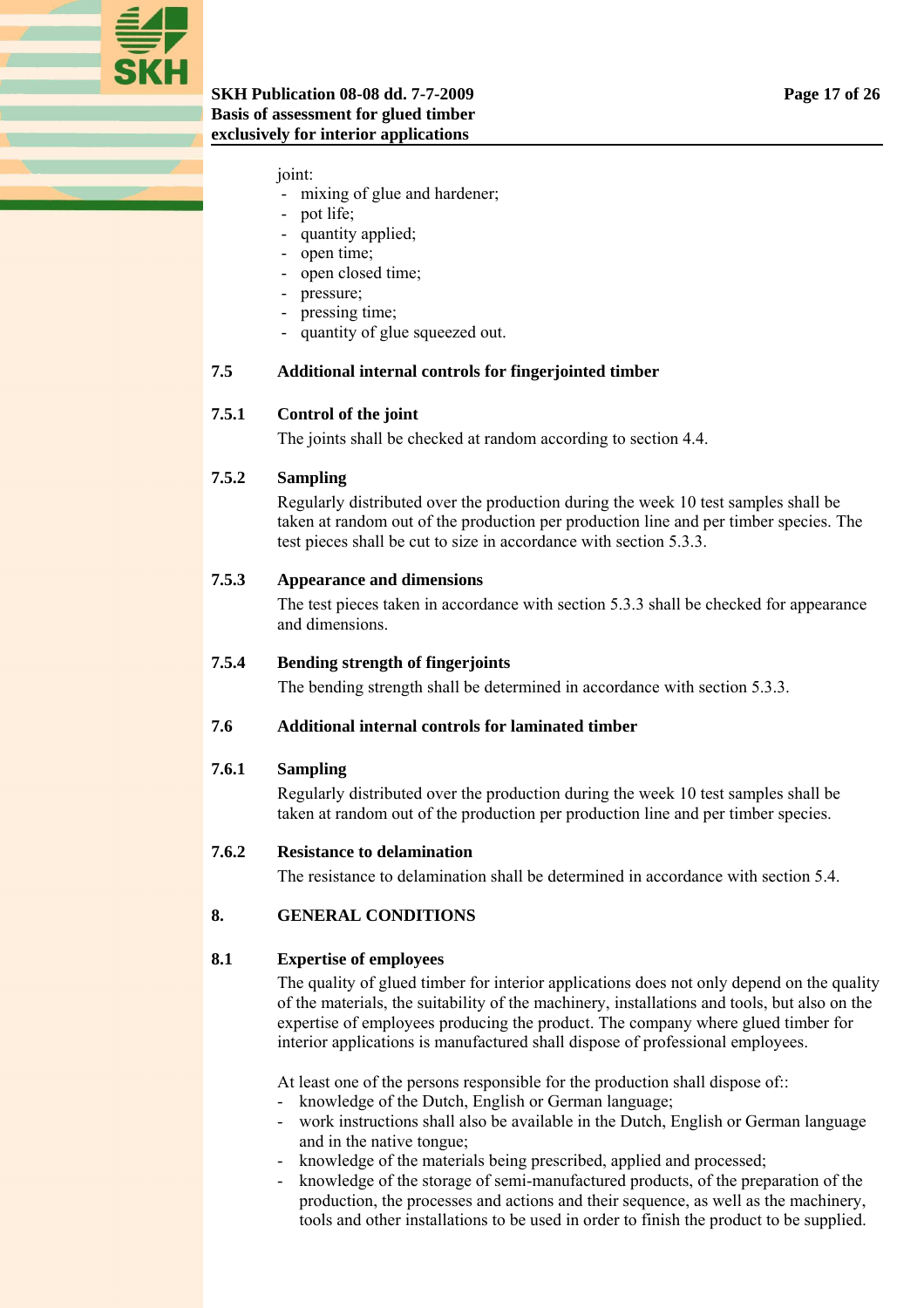joint:

- mixing of glue and hardener;
- pot life;
- quantity applied;
- open time;
- open closed time;
- pressure;
- pressing time;
- quantity of glue squeezed out.

### 7.5 Additional internal controls for fingerjointed timber

#### 7.5.1 Control of the joint

The joints shall be checked at random according to section 4.4.

#### 7.5.2 Sampling

Regularly distributed over the production during the week 10 test samples shall be taken at random out of the production per production line and per timber species. The test pieces shall be cut to size in accordance with section 5.3.3.

#### 7.5.3 Appearance and dimensions

The test pieces taken in accordance with section 5.3.3 shall be checked for appearance and dimensions.

#### 7.5.4 Bending strength of fingerjoints

The bending strength shall be determined in accordance with section 5.3.3.

### 7.6 Additional internal controls for laminated timber

#### 7.6.1 Sampling

Regularly distributed over the production during the week 10 test samples shall be taken at random out of the production per production line and per timber species.

#### 7.6.2 Resistance to delamination

The resistance to delamination shall be determined in accordance with section 5.4.

## 8. GENERAL CONDITIONS

### 8.1 Expertise of employees

The quality of glued timber for interior applications does not only depend on the quality of the materials, the suitability of the machinery, installations and tools, but also on the expertise of employees producing the product. The company where glued timber for interior applications is manufactured shall dispose of professional employees.

At least one of the persons responsible for the production shall dispose of::

- knowledge of the Dutch, English or German language;
- work instructions shall also be available in the Dutch, English or German language and in the native tongue;
- knowledge of the materials being prescribed, applied and processed;
- knowledge of the storage of semi-manufactured products, of the preparation of the production, the processes and actions and their sequence, as well as the machinery, tools and other installations to be used in order to finish the product to be supplied.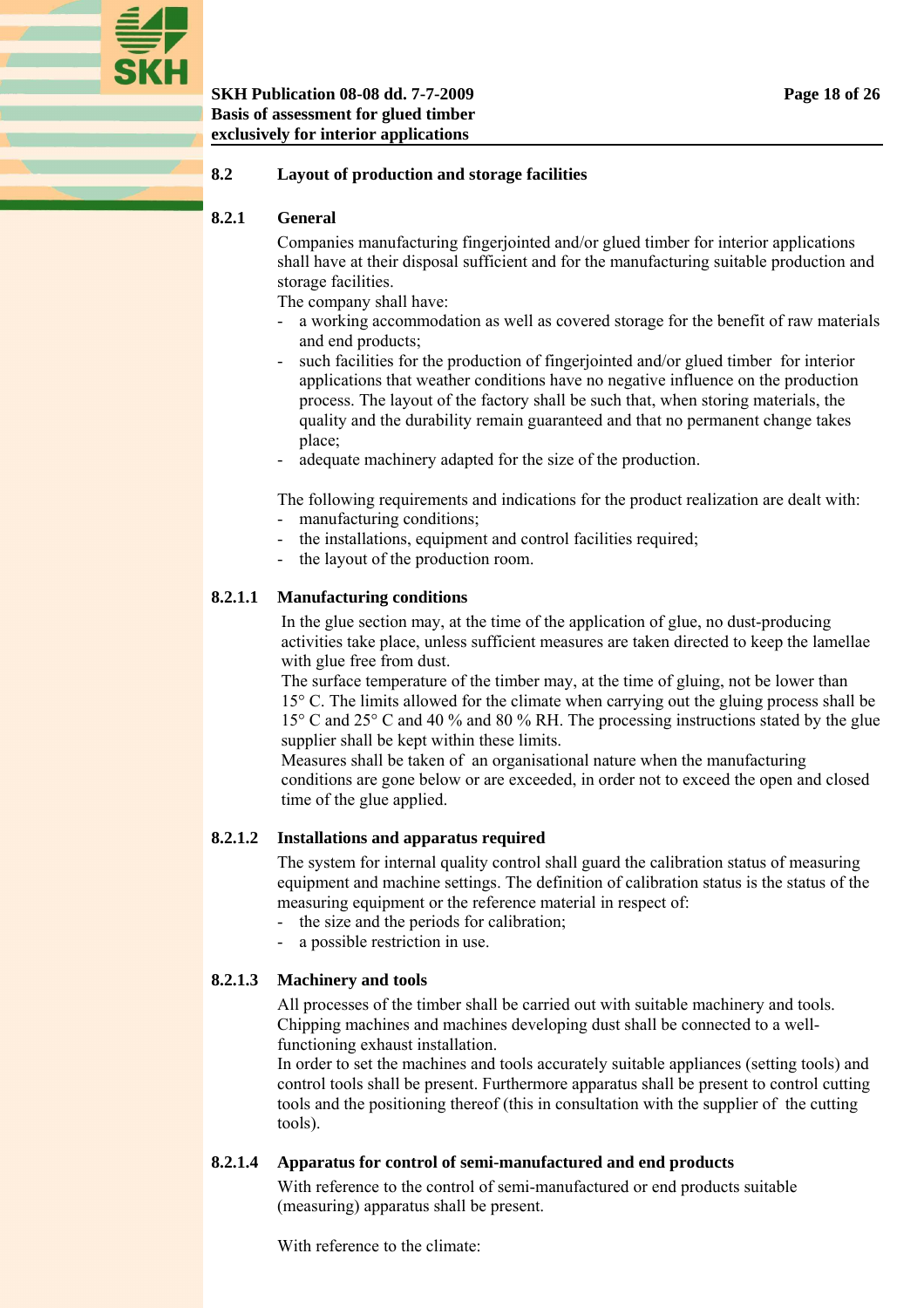## 8.2 Layout of production and storage facilities

### 8.2.1 General

Companies manufacturing fingerjointed and/or glued timber for interior applications shall have at their disposal sufficient and for the manufacturing suitable production and storage facilities.

The company shall have:

- a working accommodation as well as covered storage for the benefit of raw materials and end products;
- such facilities for the production of fingerjointed and/or glued timber for interior applications that weather conditions have no negative influence on the production process. The layout of the factory shall be such that, when storing materials, the quality and the durability remain guaranteed and that no permanent change takes place;
- adequate machinery adapted for the size of the production.

The following requirements and indications for the product realization are dealt with:

- manufacturing conditions;
- the installations, equipment and control facilities required;
- the layout of the production room.

#### 8.2.1.1 Manufacturing conditions

In the glue section may, at the time of the application of glue, no dust-producing activities take place, unless sufficient measures are taken directed to keep the lamellae with glue free from dust.

The surface temperature of the timber may, at the time of gluing, not be lower than 15° C. The limits allowed for the climate when carrying out the gluing process shall be 15° C and 25° C and 40 % and 80 % RH. The processing instructions stated by the glue supplier shall be kept within these limits.

Measures shall be taken of an organisational nature when the manufacturing conditions are gone below or are exceeded, in order not to exceed the open and closed time of the glue applied.

#### 8.2.1.2 Installations and apparatus required

The system for internal quality control shall guard the calibration status of measuring equipment and machine settings. The definition of calibration status is the status of the measuring equipment or the reference material in respect of:

- the size and the periods for calibration;
- a possible restriction in use.

#### 8.2.1.3 Machinery and tools

All processes of the timber shall be carried out with suitable machinery and tools. Chipping machines and machines developing dust shall be connected to a well-functioning exhaust installation.

In order to set the machines and tools accurately suitable appliances (setting tools) and control tools shall be present. Furthermore apparatus shall be present to control cutting tools and the positioning thereof (this in consultation with the supplier of the cutting tools).

#### 8.2.1.4 Apparatus for control of semi-manufactured and end products

With reference to the control of semi-manufactured or end products suitable (measuring) apparatus shall be present.

With reference to the climate: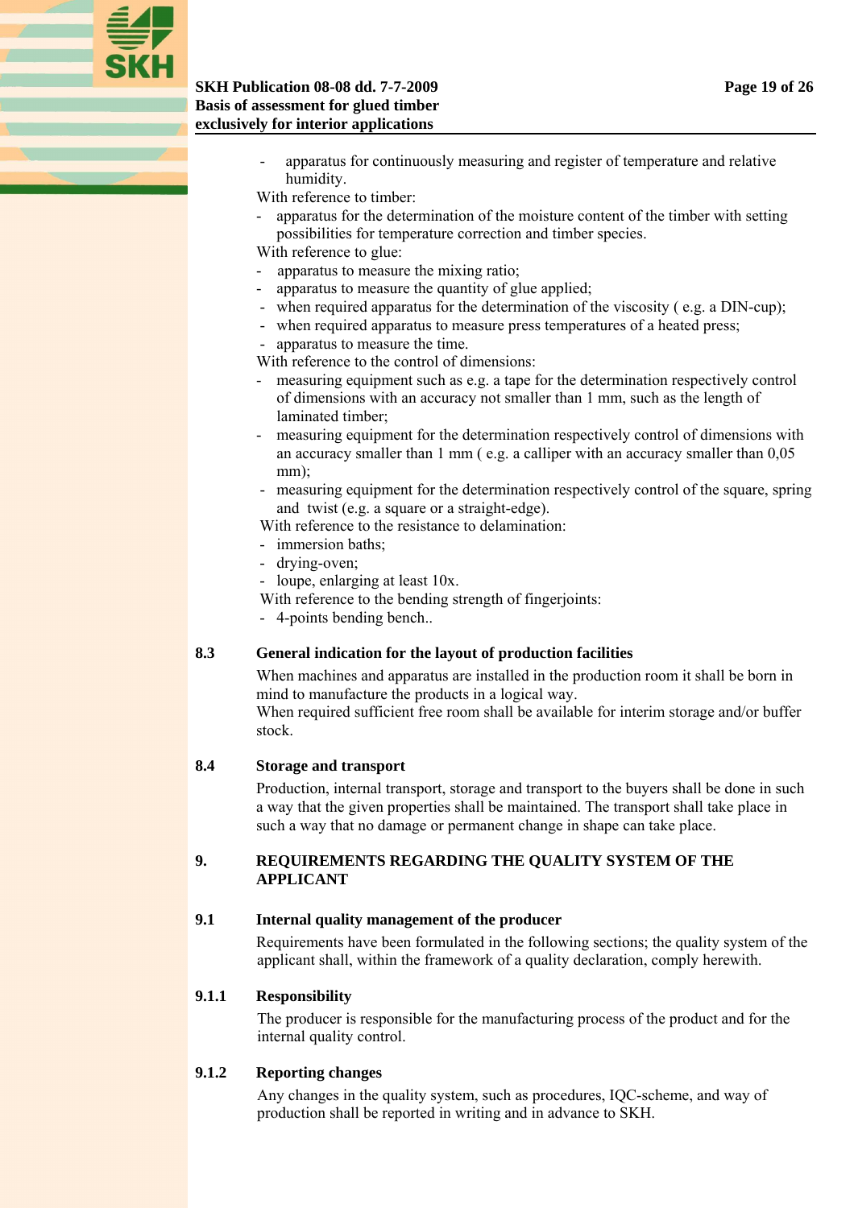- apparatus for continuously measuring and register of temperature and relative humidity.

With reference to timber:

- apparatus for the determination of the moisture content of the timber with setting possibilities for temperature correction and timber species.

With reference to glue:

- apparatus to measure the mixing ratio;
- apparatus to measure the quantity of glue applied;
- when required apparatus for the determination of the viscosity ( e.g. a DIN-cup);
- when required apparatus to measure press temperatures of a heated press;
- apparatus to measure the time.

With reference to the control of dimensions:

- measuring equipment such as e.g. a tape for the determination respectively control of dimensions with an accuracy not smaller than 1 mm, such as the length of laminated timber;
- measuring equipment for the determination respectively control of dimensions with an accuracy smaller than 1 mm ( e.g. a calliper with an accuracy smaller than 0,05 mm);
- measuring equipment for the determination respectively control of the square, spring and twist (e.g. a square or a straight-edge).

With reference to the resistance to delamination:

- immersion baths;
- drying-oven;
- loupe, enlarging at least 10x.

With reference to the bending strength of fingerjoints:

- 4-points bending bench..

### 8.3 General indication for the layout of production facilities

When machines and apparatus are installed in the production room it shall be born in mind to manufacture the products in a logical way.
When required sufficient free room shall be available for interim storage and/or buffer stock.

### 8.4 Storage and transport

Production, internal transport, storage and transport to the buyers shall be done in such a way that the given properties shall be maintained. The transport shall take place in such a way that no damage or permanent change in shape can take place.

## 9. REQUIREMENTS REGARDING THE QUALITY SYSTEM OF THE APPLICANT

### 9.1 Internal quality management of the producer

Requirements have been formulated in the following sections; the quality system of the applicant shall, within the framework of a quality declaration, comply herewith.

#### 9.1.1 Responsibility

The producer is responsible for the manufacturing process of the product and for the internal quality control.

#### 9.1.2 Reporting changes

Any changes in the quality system, such as procedures, IQC-scheme, and way of production shall be reported in writing and in advance to SKH.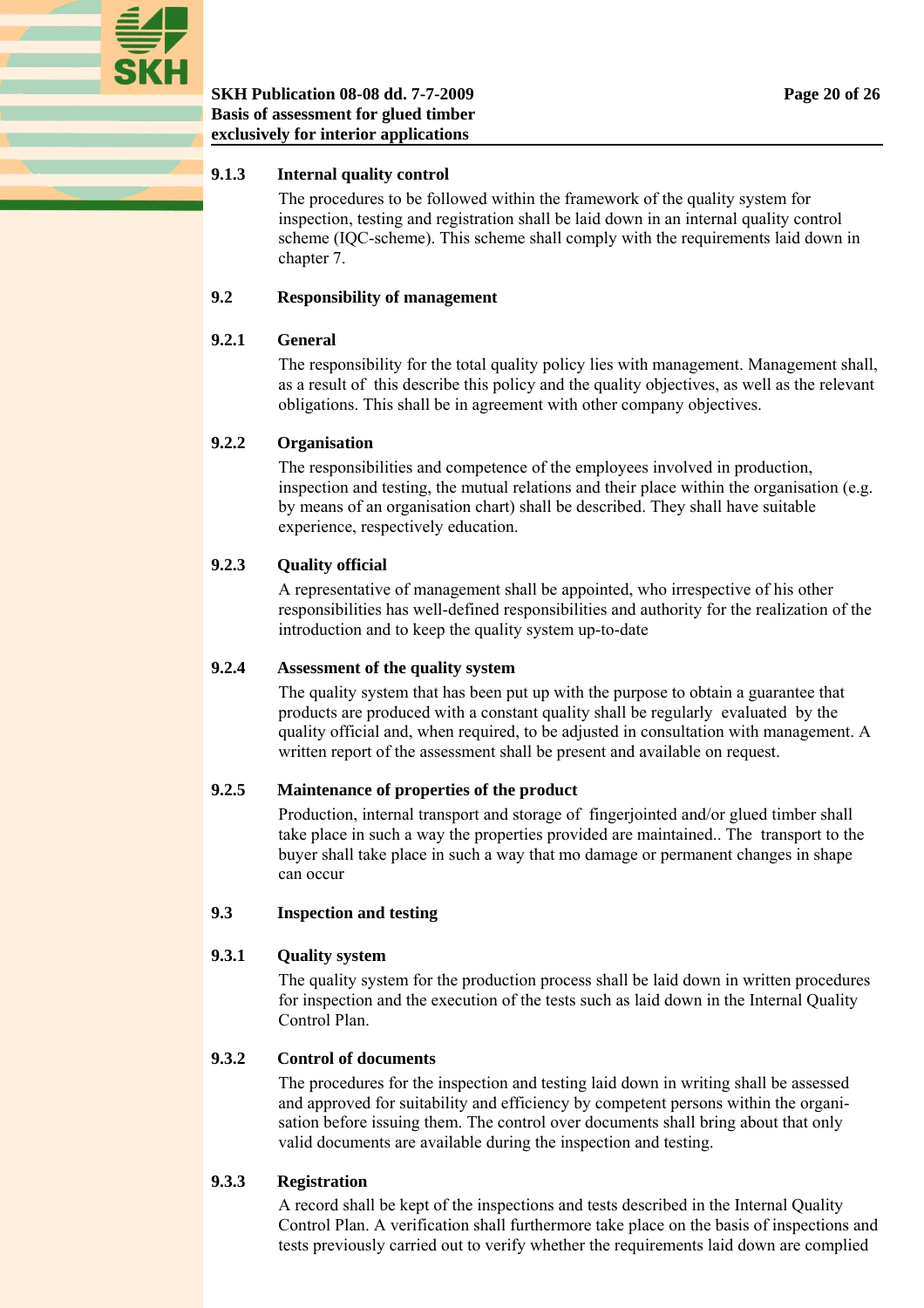### 9.1.3 Internal quality control

The procedures to be followed within the framework of the quality system for inspection, testing and registration shall be laid down in an internal quality control scheme (IQC-scheme). This scheme shall comply with the requirements laid down in chapter 7.

## 9.2 Responsibility of management

### 9.2.1 General

The responsibility for the total quality policy lies with management. Management shall, as a result of this describe this policy and the quality objectives, as well as the relevant obligations. This shall be in agreement with other company objectives.

### 9.2.2 Organisation

The responsibilities and competence of the employees involved in production, inspection and testing, the mutual relations and their place within the organisation (e.g. by means of an organisation chart) shall be described. They shall have suitable experience, respectively education.

### 9.2.3 Quality official

A representative of management shall be appointed, who irrespective of his other responsibilities has well-defined responsibilities and authority for the realization of the introduction and to keep the quality system up-to-date

### 9.2.4 Assessment of the quality system

The quality system that has been put up with the purpose to obtain a guarantee that products are produced with a constant quality shall be regularly evaluated by the quality official and, when required, to be adjusted in consultation with management. A written report of the assessment shall be present and available on request.

### 9.2.5 Maintenance of properties of the product

Production, internal transport and storage of fingerjointed and/or glued timber shall take place in such a way the properties provided are maintained.. The transport to the buyer shall take place in such a way that mo damage or permanent changes in shape can occur

## 9.3 Inspection and testing

### 9.3.1 Quality system

The quality system for the production process shall be laid down in written procedures for inspection and the execution of the tests such as laid down in the Internal Quality Control Plan.

### 9.3.2 Control of documents

The procedures for the inspection and testing laid down in writing shall be assessed and approved for suitability and efficiency by competent persons within the organisation before issuing them. The control over documents shall bring about that only valid documents are available during the inspection and testing.

### 9.3.3 Registration

A record shall be kept of the inspections and tests described in the Internal Quality Control Plan. A verification shall furthermore take place on the basis of inspections and tests previously carried out to verify whether the requirements laid down are complied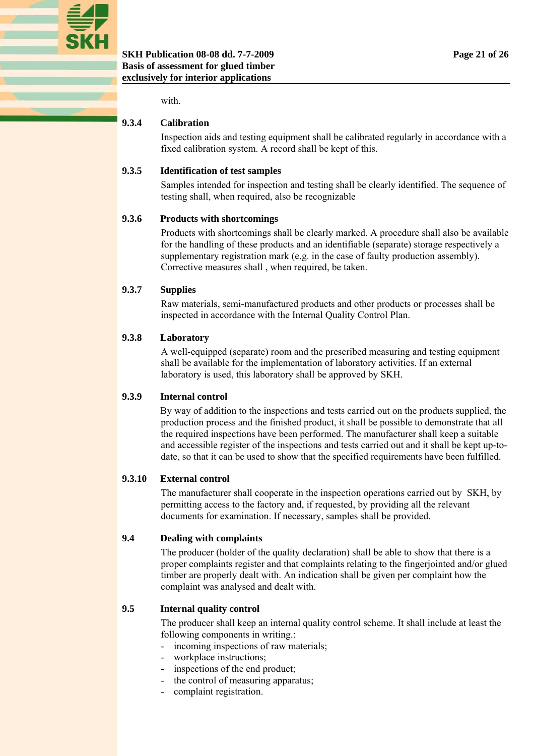with.

### 9.3.4 Calibration

Inspection aids and testing equipment shall be calibrated regularly in accordance with a fixed calibration system. A record shall be kept of this.

### 9.3.5 Identification of test samples

Samples intended for inspection and testing shall be clearly identified. The sequence of testing shall, when required, also be recognizable

### 9.3.6 Products with shortcomings

Products with shortcomings shall be clearly marked. A procedure shall also be available for the handling of these products and an identifiable (separate) storage respectively a supplementary registration mark (e.g. in the case of faulty production assembly). Corrective measures shall , when required, be taken.

### 9.3.7 Supplies

Raw materials, semi-manufactured products and other products or processes shall be inspected in accordance with the Internal Quality Control Plan.

### 9.3.8 Laboratory

A well-equipped (separate) room and the prescribed measuring and testing equipment shall be available for the implementation of laboratory activities. If an external laboratory is used, this laboratory shall be approved by SKH.

### 9.3.9 Internal control

By way of addition to the inspections and tests carried out on the products supplied, the production process and the finished product, it shall be possible to demonstrate that all the required inspections have been performed. The manufacturer shall keep a suitable and accessible register of the inspections and tests carried out and it shall be kept up-to-date, so that it can be used to show that the specified requirements have been fulfilled.

### 9.3.10 External control

The manufacturer shall cooperate in the inspection operations carried out by SKH, by permitting access to the factory and, if requested, by providing all the relevant documents for examination. If necessary, samples shall be provided.

## 9.4 Dealing with complaints

The producer (holder of the quality declaration) shall be able to show that there is a proper complaints register and that complaints relating to the fingerjointed and/or glued timber are properly dealt with. An indication shall be given per complaint how the complaint was analysed and dealt with.

## 9.5 Internal quality control

The producer shall keep an internal quality control scheme. It shall include at least the following components in writing.:

- incoming inspections of raw materials;
- workplace instructions;
- inspections of the end product;
- the control of measuring apparatus;
- complaint registration.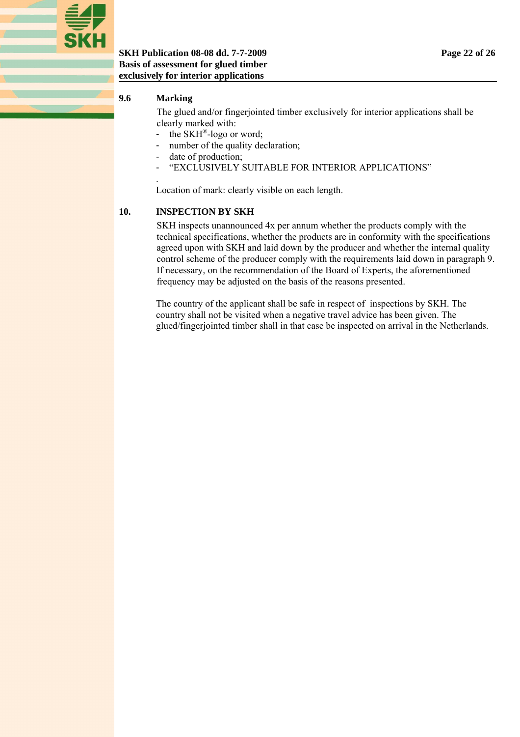### 9.6 Marking

The glued and/or fingerjointed timber exclusively for interior applications shall be clearly marked with:

- the SKH®-logo or word;
- number of the quality declaration;
- date of production;
- "EXCLUSIVELY SUITABLE FOR INTERIOR APPLICATIONS"

.
Location of mark: clearly visible on each length.

## 10. INSPECTION BY SKH

SKH inspects unannounced 4x per annum whether the products comply with the technical specifications, whether the products are in conformity with the specifications agreed upon with SKH and laid down by the producer and whether the internal quality control scheme of the producer comply with the requirements laid down in paragraph 9. If necessary, on the recommendation of the Board of Experts, the aforementioned frequency may be adjusted on the basis of the reasons presented.

The country of the applicant shall be safe in respect of inspections by SKH. The country shall not be visited when a negative travel advice has been given. The glued/fingerjointed timber shall in that case be inspected on arrival in the Netherlands.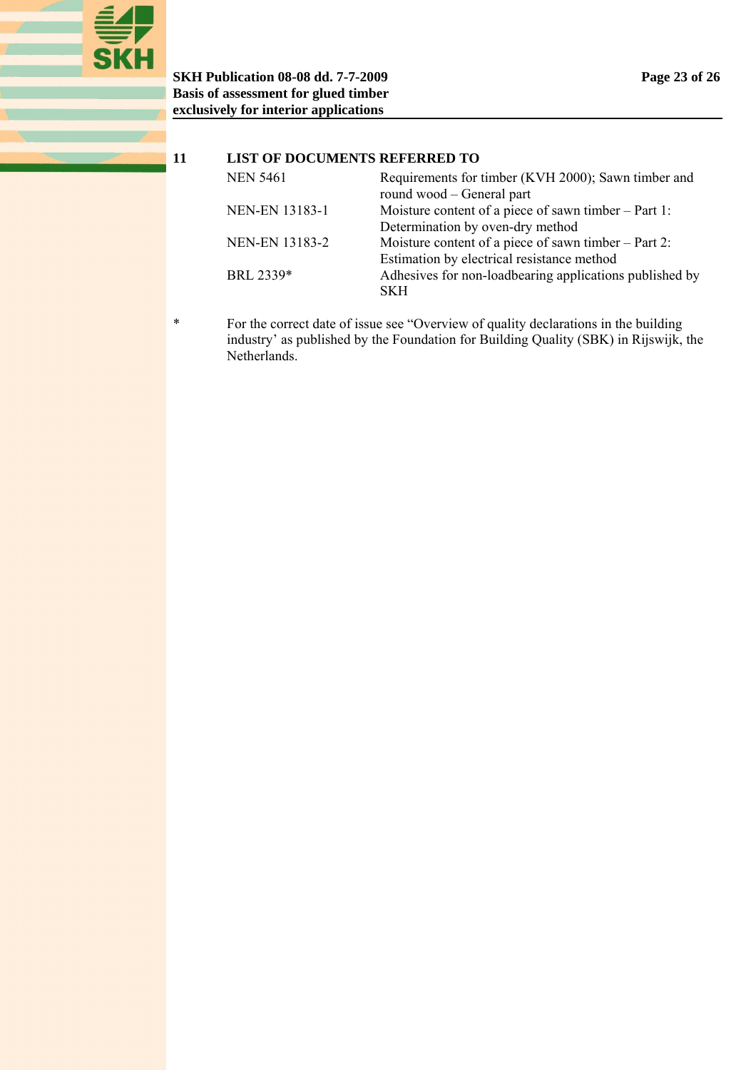## 11 LIST OF DOCUMENTS REFERRED TO

| | |
|---|---|
| NEN 5461 | Requirements for timber (KVH 2000); Sawn timber and round wood – General part |
| NEN-EN 13183-1 | Moisture content of a piece of sawn timber – Part 1: Determination by oven-dry method |
| NEN-EN 13183-2 | Moisture content of a piece of sawn timber – Part 2: Estimation by electrical resistance method |
| BRL 2339* | Adhesives for non-loadbearing applications published by SKH |

\* For the correct date of issue see “Overview of quality declarations in the building industry’ as published by the Foundation for Building Quality (SBK) in Rijswijk, the Netherlands.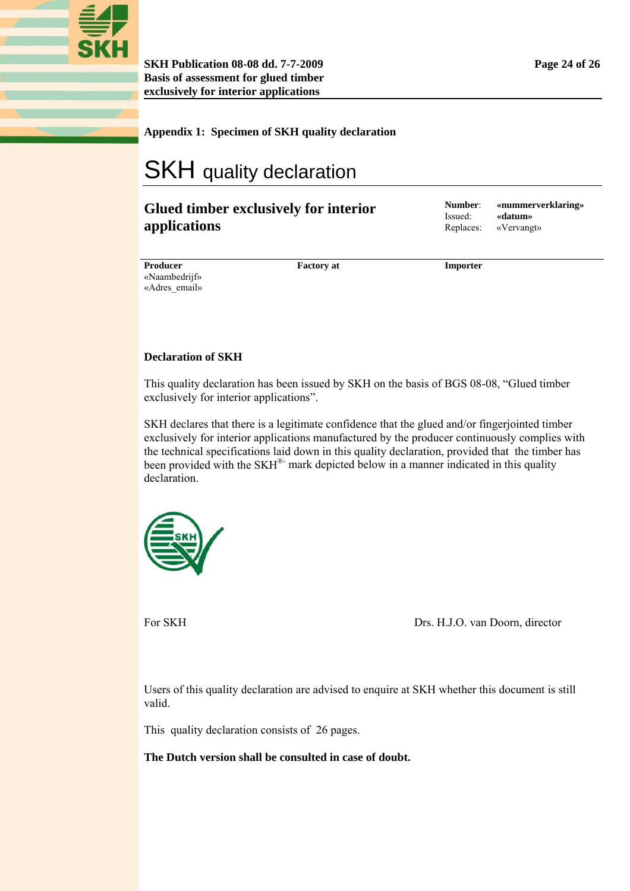## Appendix 1: Specimen of SKH quality declaration

# SKH quality declaration

## Glued timber exclusively for interior applications

**Number**: **«nummerverklaring»**
Issued: **«datum»**
Replaces: «Vervangt»

| **Producer** | **Factory at** | **Importer** |
| --- | --- | --- |
| «Naambedrijf»<br>«Adres_email» | | |

### Declaration of SKH

This quality declaration has been issued by SKH on the basis of BGS 08-08, "Glued timber exclusively for interior applications".

SKH declares that there is a legitimate confidence that the glued and/or fingerjointed timber exclusively for interior applications manufactured by the producer continuously complies with the technical specifications laid down in this quality declaration, provided that the timber has been provided with the SKH®- mark depicted below in a manner indicated in this quality declaration.

For SKH Drs. H.J.O. van Doorn, director

Users of this quality declaration are advised to enquire at SKH whether this document is still valid.

This quality declaration consists of 26 pages.

**The Dutch version shall be consulted in case of doubt.**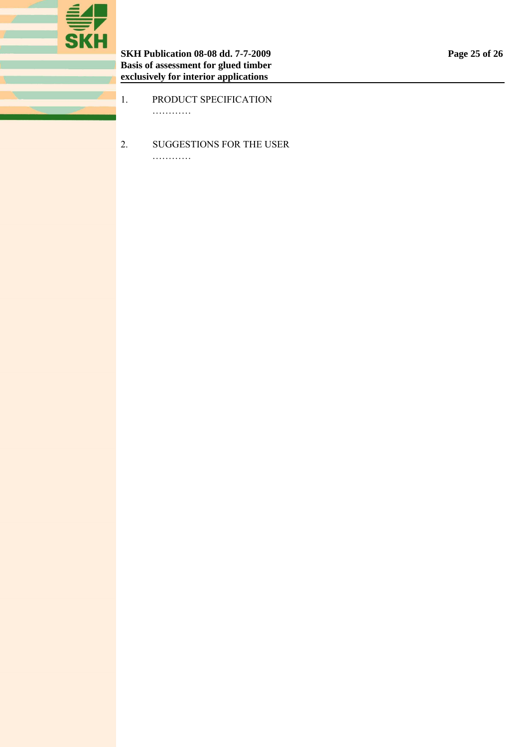1. PRODUCT SPECIFICATION

   …………

2. SUGGESTIONS FOR THE USER

   …………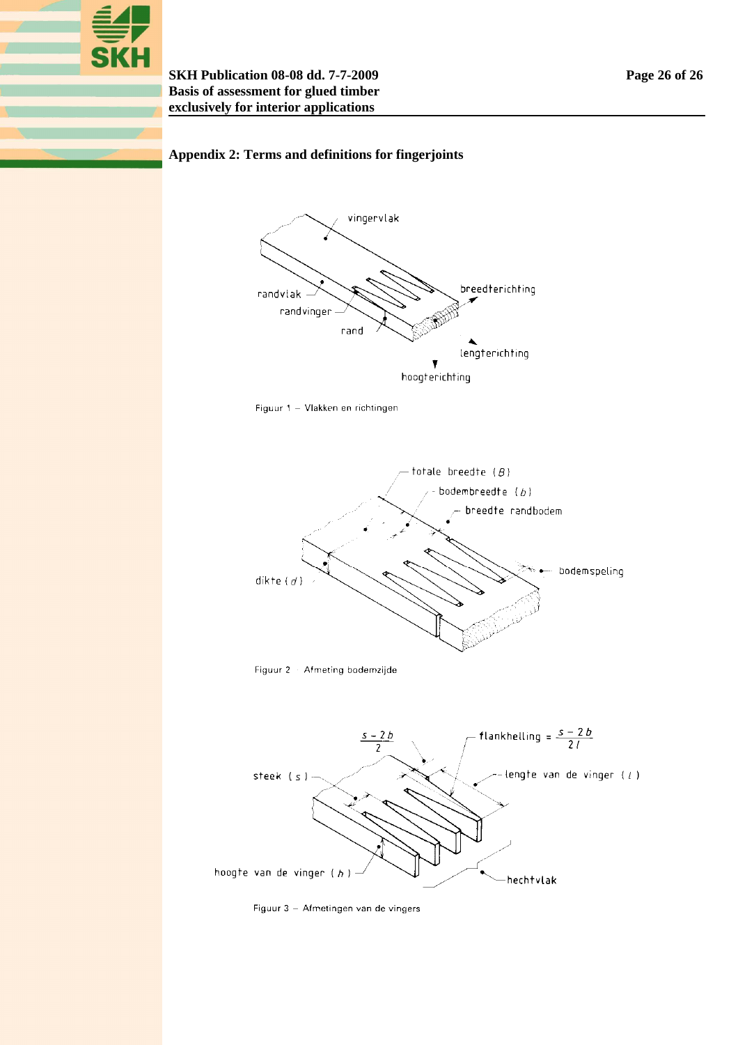## Appendix 2: Terms and definitions for fingerjoints

vingervlak

randvlak

randvinger

rand

breedterichting

lengterichting

hoogterichting

Figuur 1 – Vlakken en richtingen

totale breedte ( $B$ )

bodembreedte ( $b$ )

breedte randbodem

dikte ( $d$ )

bodemspeling

Figuur 2 – Afmeting bodemzijde

$\frac{s-2b}{2}$

flankhelling = $\frac{s-2b}{2l}$

steek ( $s$ )

lengte van de vinger ( $l$ )

hoogte van de vinger ( $h$ )

hechtvlak

Figuur 3 – Afmetingen van de vingers